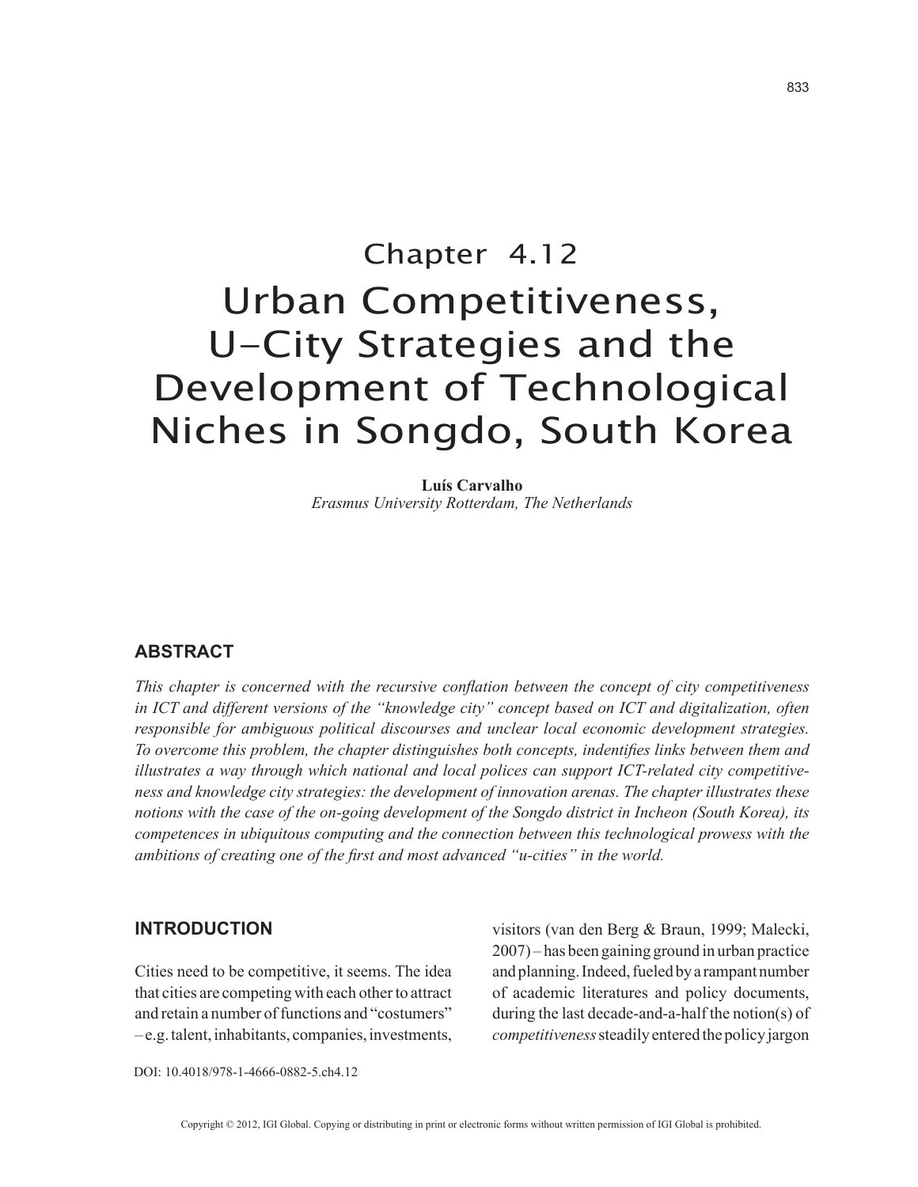# Chapter 4.12
# Urban Competitiveness, U-City Strategies and the Development of Technological Niches in Songdo, South Korea

**Luís Carvalho**
*Erasmus University Rotterdam, The Netherlands*

## ABSTRACT

*This chapter is concerned with the recursive conflation between the concept of city competitiveness in ICT and different versions of the "knowledge city" concept based on ICT and digitalization, often responsible for ambiguous political discourses and unclear local economic development strategies. To overcome this problem, the chapter distinguishes both concepts, indentifies links between them and illustrates a way through which national and local polices can support ICT-related city competitiveness and knowledge city strategies: the development of innovation arenas. The chapter illustrates these notions with the case of the on-going development of the Songdo district in Incheon (South Korea), its competences in ubiquitous computing and the connection between this technological prowess with the ambitions of creating one of the first and most advanced "u-cities" in the world.*

## INTRODUCTION

Cities need to be competitive, it seems. The idea that cities are competing with each other to attract and retain a number of functions and "costumers" – e.g. talent, inhabitants, companies, investments, visitors (van den Berg & Braun, 1999; Malecki, 2007) – has been gaining ground in urban practice and planning. Indeed, fueled by a rampant number of academic literatures and policy documents, during the last decade-and-a-half the notion(s) of *competitiveness* steadily entered the policy jargon

DOI: 10.4018/978-1-4666-0882-5.ch4.12

Copyright © 2012, IGI Global. Copying or distributing in print or electronic forms without written permission of IGI Global is prohibited.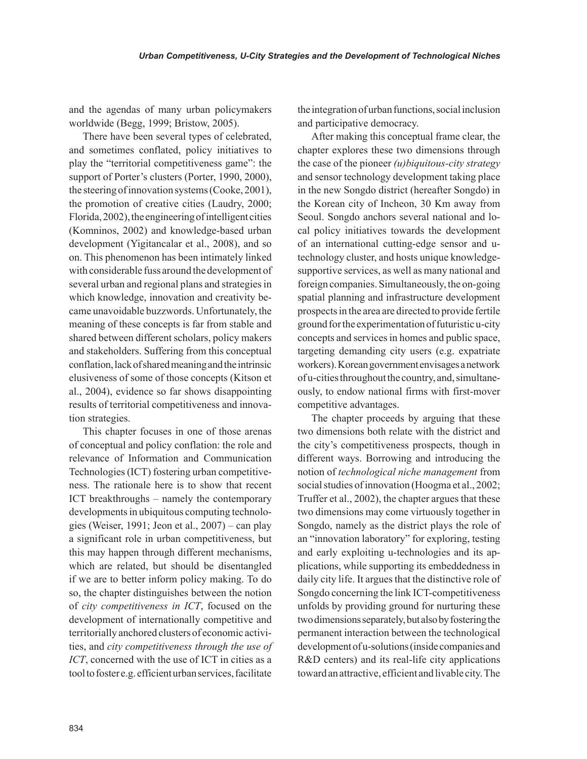and the agendas of many urban policymakers worldwide (Begg, 1999; Bristow, 2005).

There have been several types of celebrated, and sometimes conflated, policy initiatives to play the "territorial competitiveness game": the support of Porter's clusters (Porter, 1990, 2000), the steering of innovation systems (Cooke, 2001), the promotion of creative cities (Laudry, 2000; Florida, 2002), the engineering of intelligent cities (Komninos, 2002) and knowledge-based urban development (Yigitancalar et al., 2008), and so on. This phenomenon has been intimately linked with considerable fuss around the development of several urban and regional plans and strategies in which knowledge, innovation and creativity became unavoidable buzzwords. Unfortunately, the meaning of these concepts is far from stable and shared between different scholars, policy makers and stakeholders. Suffering from this conceptual conflation, lack of shared meaning and the intrinsic elusiveness of some of those concepts (Kitson et al., 2004), evidence so far shows disappointing results of territorial competitiveness and innovation strategies.

This chapter focuses in one of those arenas of conceptual and policy conflation: the role and relevance of Information and Communication Technologies (ICT) fostering urban competitiveness. The rationale here is to show that recent ICT breakthroughs – namely the contemporary developments in ubiquitous computing technologies (Weiser, 1991; Jeon et al., 2007) – can play a significant role in urban competitiveness, but this may happen through different mechanisms, which are related, but should be disentangled if we are to better inform policy making. To do so, the chapter distinguishes between the notion of *city competitiveness in ICT*, focused on the development of internationally competitive and territorially anchored clusters of economic activities, and *city competitiveness through the use of ICT*, concerned with the use of ICT in cities as a tool to foster e.g. efficient urban services, facilitate the integration of urban functions, social inclusion and participative democracy.

After making this conceptual frame clear, the chapter explores these two dimensions through the case of the pioneer *(u)biquitous-city strategy* and sensor technology development taking place in the new Songdo district (hereafter Songdo) in the Korean city of Incheon, 30 Km away from Seoul. Songdo anchors several national and local policy initiatives towards the development of an international cutting-edge sensor and u-technology cluster, and hosts unique knowledge-supportive services, as well as many national and foreign companies. Simultaneously, the on-going spatial planning and infrastructure development prospects in the area are directed to provide fertile ground for the experimentation of futuristic u-city concepts and services in homes and public space, targeting demanding city users (e.g. expatriate workers). Korean government envisages a network of u-cities throughout the country, and, simultaneously, to endow national firms with first-mover competitive advantages.

The chapter proceeds by arguing that these two dimensions both relate with the district and the city's competitiveness prospects, though in different ways. Borrowing and introducing the notion of *technological niche management* from social studies of innovation (Hoogma et al., 2002; Truffer et al., 2002), the chapter argues that these two dimensions may come virtuously together in Songdo, namely as the district plays the role of an "innovation laboratory" for exploring, testing and early exploiting u-technologies and its applications, while supporting its embeddedness in daily city life. It argues that the distinctive role of Songdo concerning the link ICT-competitiveness unfolds by providing ground for nurturing these two dimensions separately, but also by fostering the permanent interaction between the technological development of u-solutions (inside companies and R&D centers) and its real-life city applications toward an attractive, efficient and livable city. The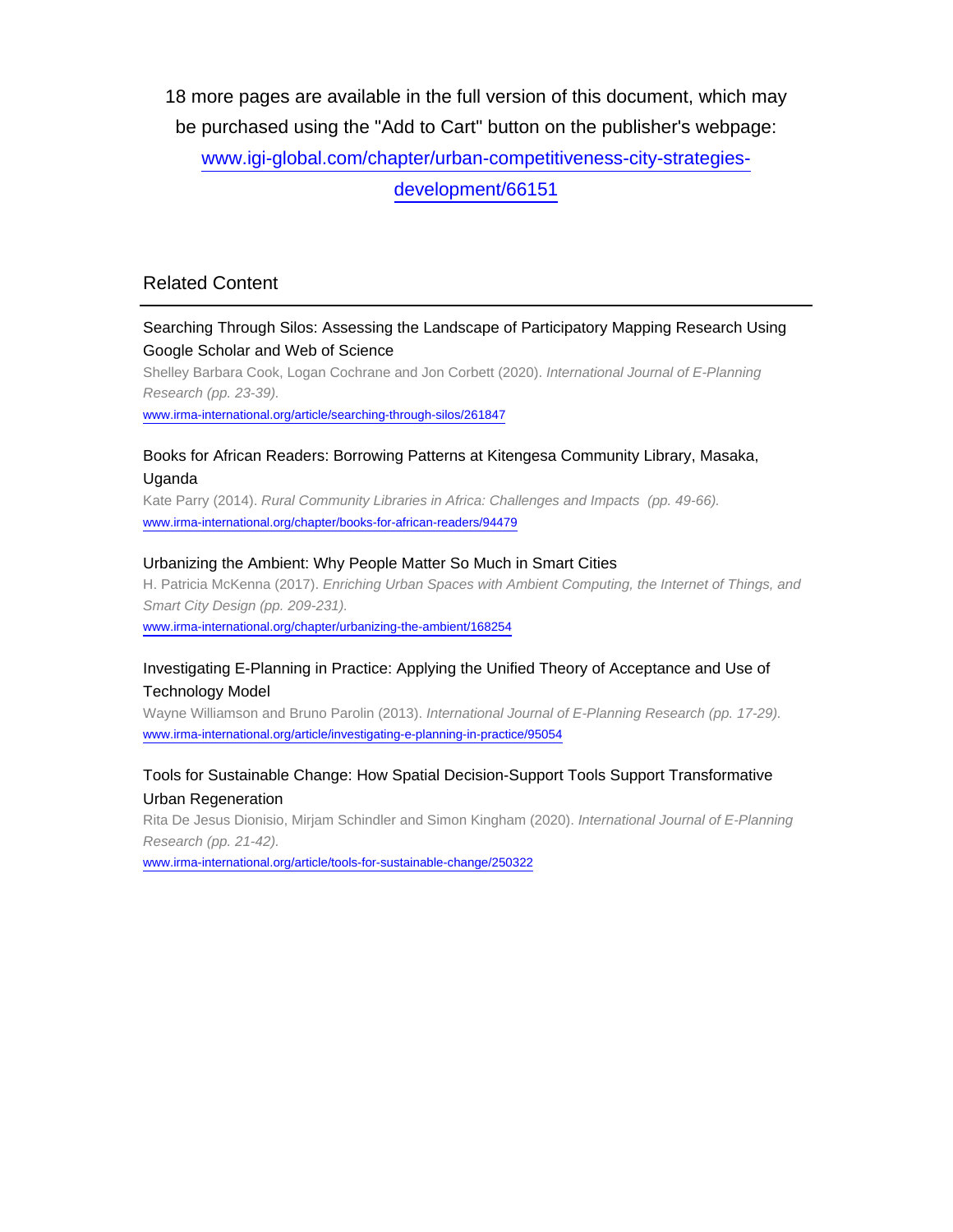18 more pages are available in the full version of this document, which may be purchased using the "Add to Cart" button on the publisher's webpage: www.igi-global.com/chapter/urban-competitiveness-city-strategies-development/66151

## Related Content

Searching Through Silos: Assessing the Landscape of Participatory Mapping Research Using Google Scholar and Web of Science
Shelley Barbara Cook, Logan Cochrane and Jon Corbett (2020). *International Journal of E-Planning Research (pp. 23-39).*
www.irma-international.org/article/searching-through-silos/261847

Books for African Readers: Borrowing Patterns at Kitengesa Community Library, Masaka, Uganda
Kate Parry (2014). *Rural Community Libraries in Africa: Challenges and Impacts (pp. 49-66).*
www.irma-international.org/chapter/books-for-african-readers/94479

Urbanizing the Ambient: Why People Matter So Much in Smart Cities
H. Patricia McKenna (2017). *Enriching Urban Spaces with Ambient Computing, the Internet of Things, and Smart City Design (pp. 209-231).*
www.irma-international.org/chapter/urbanizing-the-ambient/168254

Investigating E-Planning in Practice: Applying the Unified Theory of Acceptance and Use of Technology Model
Wayne Williamson and Bruno Parolin (2013). *International Journal of E-Planning Research (pp. 17-29).*
www.irma-international.org/article/investigating-e-planning-in-practice/95054

Tools for Sustainable Change: How Spatial Decision-Support Tools Support Transformative Urban Regeneration
Rita De Jesus Dionisio, Mirjam Schindler and Simon Kingham (2020). *International Journal of E-Planning Research (pp. 21-42).*
www.irma-international.org/article/tools-for-sustainable-change/250322